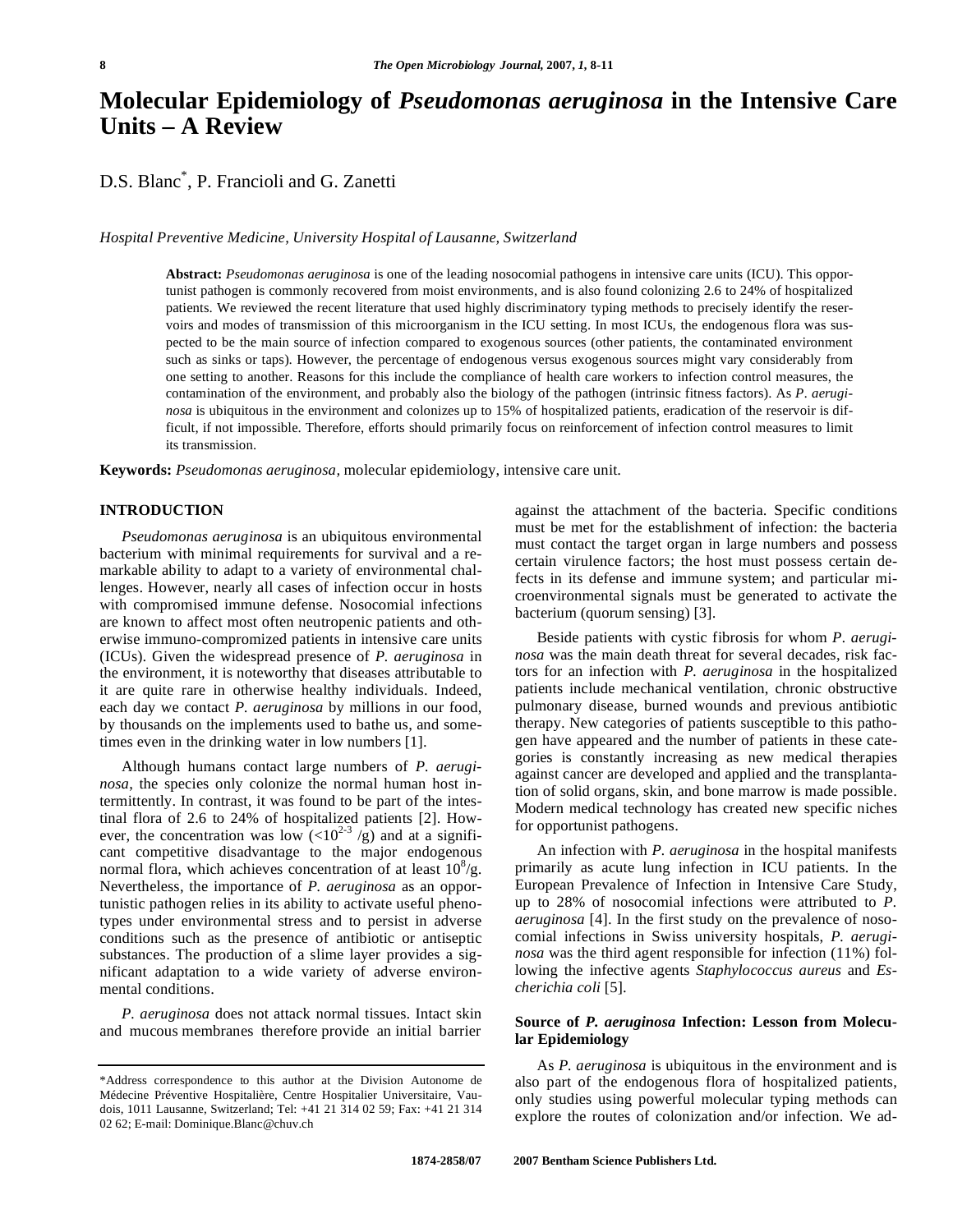# Molecular Epidemiology of *Pseudomonas aeruginosa* in the Intensive Care Units – A Review

D.S. Blanc[*], P. Francioli and G. Zanetti

*Hospital Preventive Medicine, University Hospital of Lausanne, Switzerland*

**Abstract:** *Pseudomonas aeruginosa* is one of the leading nosocomial pathogens in intensive care units (ICU). This opportunist pathogen is commonly recovered from moist environments, and is also found colonizing 2.6 to 24% of hospitalized patients. We reviewed the recent literature that used highly discriminatory typing methods to precisely identify the reservoirs and modes of transmission of this microorganism in the ICU setting. In most ICUs, the endogenous flora was suspected to be the main source of infection compared to exogenous sources (other patients, the contaminated environment such as sinks or taps). However, the percentage of endogenous versus exogenous sources might vary considerably from one setting to another. Reasons for this include the compliance of health care workers to infection control measures, the contamination of the environment, and probably also the biology of the pathogen (intrinsic fitness factors). As *P. aeruginosa* is ubiquitous in the environment and colonizes up to 15% of hospitalized patients, eradication of the reservoir is difficult, if not impossible. Therefore, efforts should primarily focus on reinforcement of infection control measures to limit its transmission.

**Keywords:** *Pseudomonas aeruginosa,* molecular epidemiology, intensive care unit.

## INTRODUCTION

*Pseudomonas aeruginosa* is an ubiquitous environmental bacterium with minimal requirements for survival and a remarkable ability to adapt to a variety of environmental challenges. However, nearly all cases of infection occur in hosts with compromised immune defense. Nosocomial infections are known to affect most often neutropenic patients and otherwise immuno-compromized patients in intensive care units (ICUs). Given the widespread presence of *P. aeruginosa* in the environment, it is noteworthy that diseases attributable to it are quite rare in otherwise healthy individuals. Indeed, each day we contact *P. aeruginosa* by millions in our food, by thousands on the implements used to bathe us, and sometimes even in the drinking water in low numbers [1].

Although humans contact large numbers of *P. aeruginosa*, the species only colonize the normal human host intermittently. In contrast, it was found to be part of the intestinal flora of 2.6 to 24% of hospitalized patients [2]. However, the concentration was low ($<10^{2\text{-}3}$ /g) and at a significant competitive disadvantage to the major endogenous normal flora, which achieves concentration of at least $10^8$/g. Nevertheless, the importance of *P. aeruginosa* as an opportunistic pathogen relies in its ability to activate useful phenotypes under environmental stress and to persist in adverse conditions such as the presence of antibiotic or antiseptic substances. The production of a slime layer provides a significant adaptation to a wide variety of adverse environmental conditions.

*P. aeruginosa* does not attack normal tissues. Intact skin and mucous membranes therefore provide an initial barrier against the attachment of the bacteria. Specific conditions must be met for the establishment of infection: the bacteria must contact the target organ in large numbers and possess certain virulence factors; the host must possess certain defects in its defense and immune system; and particular microenvironmental signals must be generated to activate the bacterium (quorum sensing) [3].

Beside patients with cystic fibrosis for whom *P. aeruginosa* was the main death threat for several decades, risk factors for an infection with *P. aeruginosa* in the hospitalized patients include mechanical ventilation, chronic obstructive pulmonary disease, burned wounds and previous antibiotic therapy. New categories of patients susceptible to this pathogen have appeared and the number of patients in these categories is constantly increasing as new medical therapies against cancer are developed and applied and the transplantation of solid organs, skin, and bone marrow is made possible. Modern medical technology has created new specific niches for opportunist pathogens.

An infection with *P. aeruginosa* in the hospital manifests primarily as acute lung infection in ICU patients. In the European Prevalence of Infection in Intensive Care Study, up to 28% of nosocomial infections were attributed to *P. aeruginosa* [4]. In the first study on the prevalence of nosocomial infections in Swiss university hospitals, *P. aeruginosa* was the third agent responsible for infection (11%) following the infective agents *Staphylococcus aureus* and *Escherichia coli* [5].

### Source of *P. aeruginosa* Infection: Lesson from Molecular Epidemiology

As *P. aeruginosa* is ubiquitous in the environment and is also part of the endogenous flora of hospitalized patients, only studies using powerful molecular typing methods can explore the routes of colonization and/or infection. We ad-

*Address correspondence to this author at the Division Autonome de Médecine Préventive Hospitalière, Centre Hospitalier Universitaire, Vaudois, 1011 Lausanne, Switzerland; Tel: +41 21 314 02 59; Fax: +41 21 314 02 62; E-mail: Dominique.Blanc@chuv.ch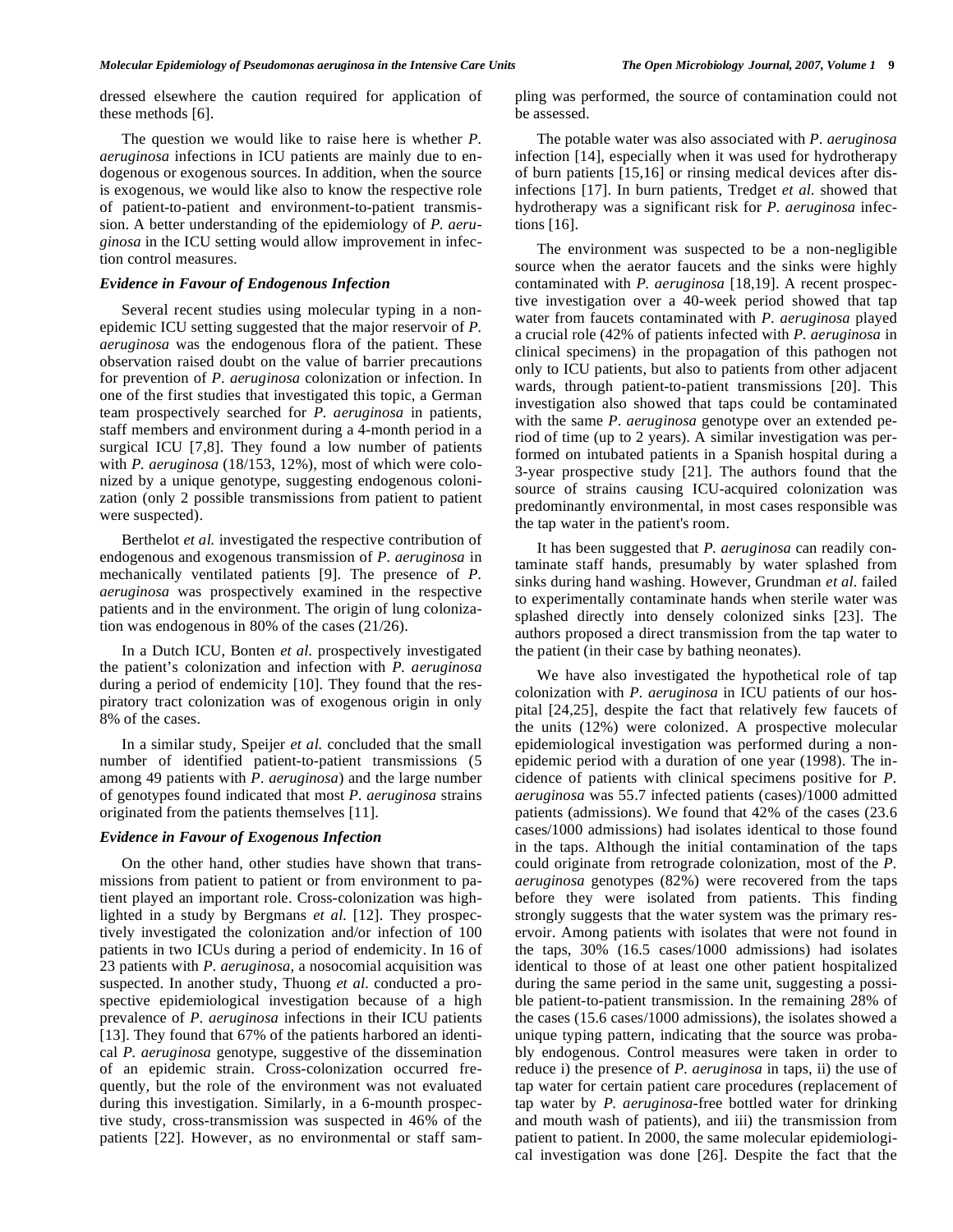dressed elsewhere the caution required for application of these methods [6].

The question we would like to raise here is whether *P. aeruginosa* infections in ICU patients are mainly due to endogenous or exogenous sources. In addition, when the source is exogenous, we would like also to know the respective role of patient-to-patient and environment-to-patient transmission. A better understanding of the epidemiology of *P. aeruginosa* in the ICU setting would allow improvement in infection control measures.

### *Evidence in Favour of Endogenous Infection*

Several recent studies using molecular typing in a non-epidemic ICU setting suggested that the major reservoir of *P. aeruginosa* was the endogenous flora of the patient. These observation raised doubt on the value of barrier precautions for prevention of *P. aeruginosa* colonization or infection. In one of the first studies that investigated this topic, a German team prospectively searched for *P. aeruginosa* in patients, staff members and environment during a 4-month period in a surgical ICU [7,8]. They found a low number of patients with *P. aeruginosa* (18/153, 12%), most of which were colonized by a unique genotype, suggesting endogenous colonization (only 2 possible transmissions from patient to patient were suspected).

Berthelot *et al.* investigated the respective contribution of endogenous and exogenous transmission of *P. aeruginosa* in mechanically ventilated patients [9]. The presence of *P. aeruginosa* was prospectively examined in the respective patients and in the environment. The origin of lung colonization was endogenous in 80% of the cases (21/26).

In a Dutch ICU, Bonten *et al.* prospectively investigated the patient's colonization and infection with *P. aeruginosa* during a period of endemicity [10]. They found that the respiratory tract colonization was of exogenous origin in only 8% of the cases.

In a similar study, Speijer *et al.* concluded that the small number of identified patient-to-patient transmissions (5 among 49 patients with *P. aeruginosa*) and the large number of genotypes found indicated that most *P. aeruginosa* strains originated from the patients themselves [11].

### *Evidence in Favour of Exogenous Infection*

On the other hand, other studies have shown that transmissions from patient to patient or from environment to patient played an important role. Cross-colonization was highlighted in a study by Bergmans *et al.* [12]. They prospectively investigated the colonization and/or infection of 100 patients in two ICUs during a period of endemicity. In 16 of 23 patients with *P. aeruginosa*, a nosocomial acquisition was suspected. In another study, Thuong *et al.* conducted a prospective epidemiological investigation because of a high prevalence of *P. aeruginosa* infections in their ICU patients [13]. They found that 67% of the patients harbored an identical *P. aeruginosa* genotype, suggestive of the dissemination of an epidemic strain. Cross-colonization occurred frequently, but the role of the environment was not evaluated during this investigation. Similarly, in a 6-mounth prospective study, cross-transmission was suspected in 46% of the patients [22]. However, as no environmental or staff sampling was performed, the source of contamination could not be assessed.

The potable water was also associated with *P. aeruginosa* infection [14], especially when it was used for hydrotherapy of burn patients [15,16] or rinsing medical devices after disinfections [17]. In burn patients, Tredget *et al.* showed that hydrotherapy was a significant risk for *P. aeruginosa* infections [16].

The environment was suspected to be a non-negligible source when the aerator faucets and the sinks were highly contaminated with *P. aeruginosa* [18,19]. A recent prospective investigation over a 40-week period showed that tap water from faucets contaminated with *P. aeruginosa* played a crucial role (42% of patients infected with *P. aeruginosa* in clinical specimens) in the propagation of this pathogen not only to ICU patients, but also to patients from other adjacent wards, through patient-to-patient transmissions [20]. This investigation also showed that taps could be contaminated with the same *P. aeruginosa* genotype over an extended period of time (up to 2 years). A similar investigation was performed on intubated patients in a Spanish hospital during a 3-year prospective study [21]. The authors found that the source of strains causing ICU-acquired colonization was predominantly environmental, in most cases responsible was the tap water in the patient's room.

It has been suggested that *P. aeruginosa* can readily contaminate staff hands, presumably by water splashed from sinks during hand washing. However, Grundman *et al.* failed to experimentally contaminate hands when sterile water was splashed directly into densely colonized sinks [23]. The authors proposed a direct transmission from the tap water to the patient (in their case by bathing neonates).

We have also investigated the hypothetical role of tap colonization with *P. aeruginosa* in ICU patients of our hospital [24,25], despite the fact that relatively few faucets of the units (12%) were colonized. A prospective molecular epidemiological investigation was performed during a non-epidemic period with a duration of one year (1998). The incidence of patients with clinical specimens positive for *P. aeruginosa* was 55.7 infected patients (cases)/1000 admitted patients (admissions). We found that 42% of the cases (23.6 cases/1000 admissions) had isolates identical to those found in the taps. Although the initial contamination of the taps could originate from retrograde colonization, most of the *P. aeruginosa* genotypes (82%) were recovered from the taps before they were isolated from patients. This finding strongly suggests that the water system was the primary reservoir. Among patients with isolates that were not found in the taps, 30% (16.5 cases/1000 admissions) had isolates identical to those of at least one other patient hospitalized during the same period in the same unit, suggesting a possible patient-to-patient transmission. In the remaining 28% of the cases (15.6 cases/1000 admissions), the isolates showed a unique typing pattern, indicating that the source was probably endogenous. Control measures were taken in order to reduce i) the presence of *P. aeruginosa* in taps, ii) the use of tap water for certain patient care procedures (replacement of tap water by *P. aeruginosa*-free bottled water for drinking and mouth wash of patients), and iii) the transmission from patient to patient. In 2000, the same molecular epidemiological investigation was done [26]. Despite the fact that the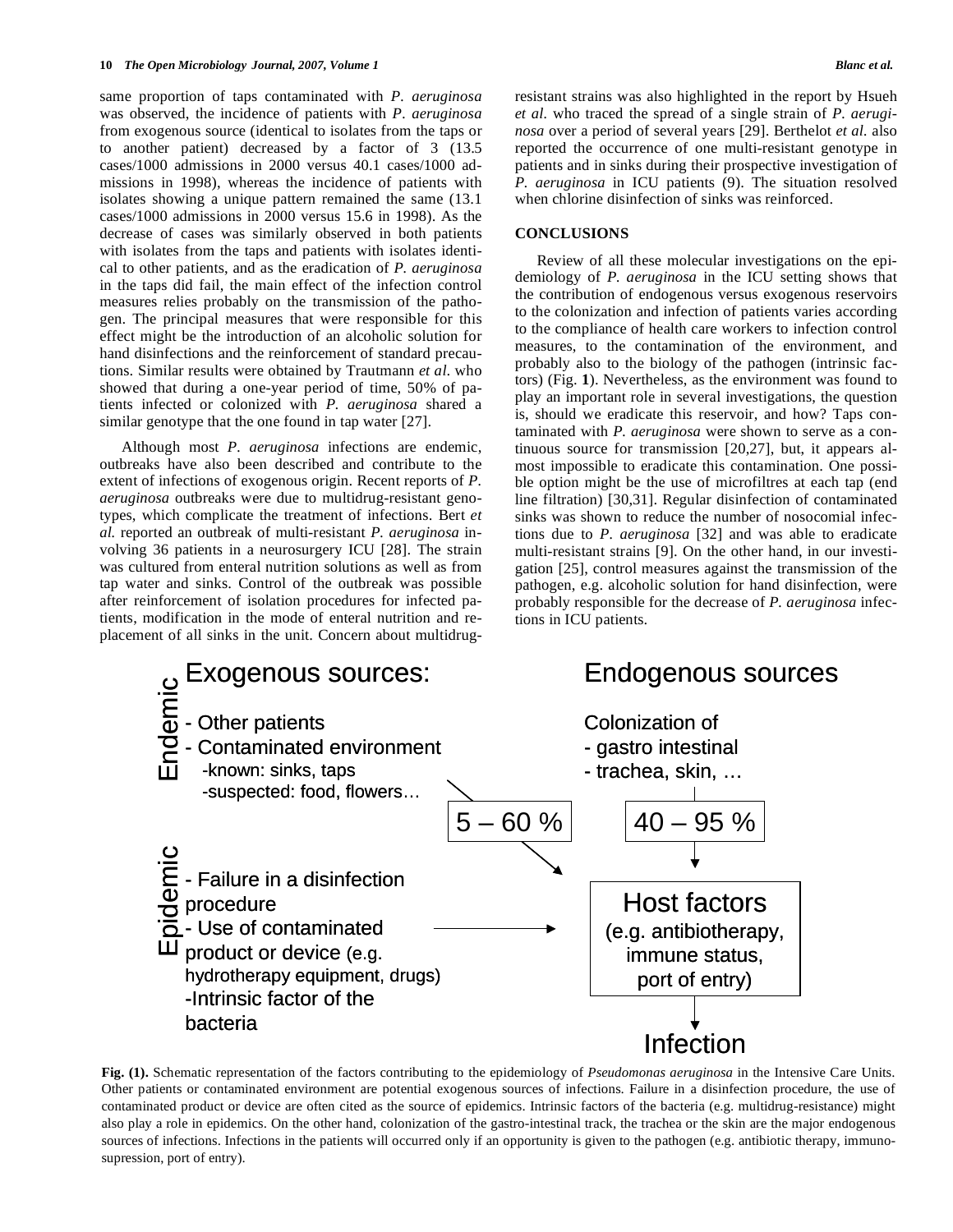same proportion of taps contaminated with *P. aeruginosa* was observed, the incidence of patients with *P. aeruginosa* from exogenous source (identical to isolates from the taps or to another patient) decreased by a factor of 3 (13.5 cases/1000 admissions in 2000 versus 40.1 cases/1000 admissions in 1998), whereas the incidence of patients with isolates showing a unique pattern remained the same (13.1 cases/1000 admissions in 2000 versus 15.6 in 1998). As the decrease of cases was similarly observed in both patients with isolates from the taps and patients with isolates identical to other patients, and as the eradication of *P. aeruginosa* in the taps did fail, the main effect of the infection control measures relies probably on the transmission of the pathogen. The principal measures that were responsible for this effect might be the introduction of an alcoholic solution for hand disinfections and the reinforcement of standard precautions. Similar results were obtained by Trautmann *et al*. who showed that during a one-year period of time, 50% of patients infected or colonized with *P. aeruginosa* shared a similar genotype that the one found in tap water [27].

Although most *P. aeruginosa* infections are endemic, outbreaks have also been described and contribute to the extent of infections of exogenous origin. Recent reports of *P. aeruginosa* outbreaks were due to multidrug-resistant genotypes, which complicate the treatment of infections. Bert *et al.* reported an outbreak of multi-resistant *P. aeruginosa* involving 36 patients in a neurosurgery ICU [28]. The strain was cultured from enteral nutrition solutions as well as from tap water and sinks. Control of the outbreak was possible after reinforcement of isolation procedures for infected patients, modification in the mode of enteral nutrition and replacement of all sinks in the unit. Concern about multidrug-resistant strains was also highlighted in the report by Hsueh *et al*. who traced the spread of a single strain of *P. aeruginosa* over a period of several years [29]. Berthelot *et al.* also reported the occurrence of one multi-resistant genotype in patients and in sinks during their prospective investigation of *P. aeruginosa* in ICU patients (9). The situation resolved when chlorine disinfection of sinks was reinforced.

## CONCLUSIONS

Review of all these molecular investigations on the epidemiology of *P. aeruginosa* in the ICU setting shows that the contribution of endogenous versus exogenous reservoirs to the colonization and infection of patients varies according to the compliance of health care workers to infection control measures, to the contamination of the environment, and probably also to the biology of the pathogen (intrinsic factors) (Fig. **1**). Nevertheless, as the environment was found to play an important role in several investigations, the question is, should we eradicate this reservoir, and how? Taps contaminated with *P. aeruginosa* were shown to serve as a continuous source for transmission [20,27], but, it appears almost impossible to eradicate this contamination. One possible option might be the use of microfiltres at each tap (end line filtration) [30,31]. Regular disinfection of contaminated sinks was shown to reduce the number of nosocomial infections due to *P. aeruginosa* [32] and was able to eradicate multi-resistant strains [9]. On the other hand, in our investigation [25], control measures against the transmission of the pathogen, e.g. alcoholic solution for hand disinfection, were probably responsible for the decrease of *P. aeruginosa* infections in ICU patients.

Endemic — Exogenous sources:
- Other patients
- Contaminated environment
  - known: sinks, taps
  - suspected: food, flowers…

Epidemic:
- Failure in a disinfection procedure
- Use of contaminated product or device (e.g. hydrotherapy equipment, drugs)
- Intrinsic factor of the bacteria

Endogenous sources

Colonization of
- gastro intestinal
- trachea, skin, …

5 – 60 % &nbsp;&nbsp; 40 – 95 %

Host factors (e.g. antibiotherapy, immune status, port of entry)

Infection

**Fig. (1).** Schematic representation of the factors contributing to the epidemiology of *Pseudomonas aeruginosa* in the Intensive Care Units. Other patients or contaminated environment are potential exogenous sources of infections. Failure in a disinfection procedure, the use of contaminated product or device are often cited as the source of epidemics. Intrinsic factors of the bacteria (e.g. multidrug-resistance) might also play a role in epidemics. On the other hand, colonization of the gastro-intestinal track, the trachea or the skin are the major endogenous sources of infections. Infections in the patients will occurred only if an opportunity is given to the pathogen (e.g. antibiotic therapy, immunosupression, port of entry).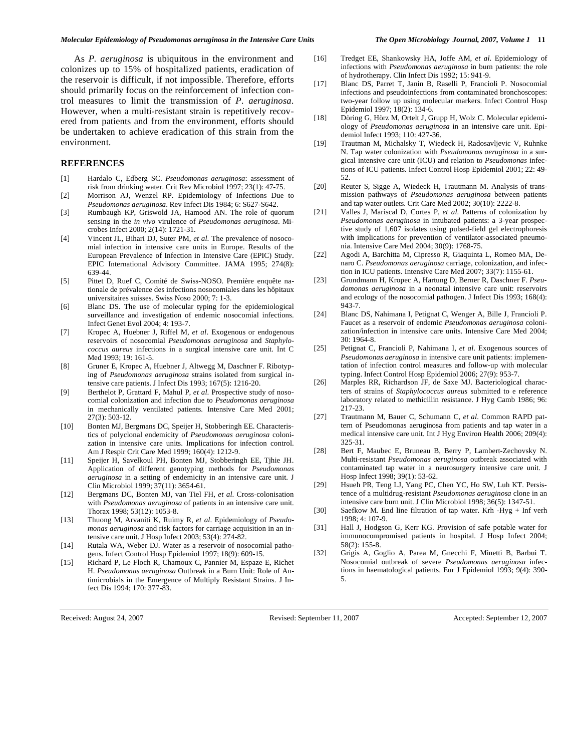As *P. aeruginosa* is ubiquitous in the environment and colonizes up to 15% of hospitalized patients, eradication of the reservoir is difficult, if not impossible. Therefore, efforts should primarily focus on the reinforcement of infection control measures to limit the transmission of *P. aeruginosa*. However, when a multi-resistant strain is repetitively recovered from patients and from the environment, efforts should be undertaken to achieve eradication of this strain from the environment.

## REFERENCES

[1] Hardalo C, Edberg SC. *Pseudomonas aeruginosa*: assessment of risk from drinking water. Crit Rev Microbiol 1997; 23(1): 47-75.

[2] Morrison AJ, Wenzel RP. Epidemiology of Infections Due to *Pseudomonas aeruginosa*. Rev Infect Dis 1984; 6: S627-S642.

[3] Rumbaugh KP, Griswold JA, Hamood AN. The role of quorum sensing in the *in vivo* virulence of *Pseudomonas aeruginosa*. Microbes Infect 2000; 2(14): 1721-31.

[4] Vincent JL, Bihari DJ, Suter PM, *et al*. The prevalence of nosocomial infection in intensive care units in Europe. Results of the European Prevalence of Infection in Intensive Care (EPIC) Study. EPIC International Advisory Committee. JAMA 1995; 274(8): 639-44.

[5] Pittet D, Ruef C, Comité de Swiss-NOSO. Première enquête nationale de prévalence des infections nosocomiales dans les hôpitaux universitaires suisses. Swiss Noso 2000; 7: 1-3.

[6] Blanc DS. The use of molecular typing for the epidemiological surveillance and investigation of endemic nosocomial infections. Infect Genet Evol 2004; 4: 193-7.

[7] Kropec A, Huebner J, Riffel M, *et al*. Exogenous or endogenous reservoirs of nosocomial *Pseudomonas aeruginosa* and *Staphylococcus aureus* infections in a surgical intensive care unit. Int C Med 1993; 19: 161-5.

[8] Gruner E, Kropec A, Huebner J, Altwegg M, Daschner F. Ribotyping of *Pseudomonas aeruginosa* strains isolated from surgical intensive care patients. J Infect Dis 1993; 167(5): 1216-20.

[9] Berthelot P, Grattard F, Mahul P, *et al*. Prospective study of nosocomial colonization and infection due to *Pseudomonas aeruginosa* in mechanically ventilated patients. Intensive Care Med 2001; 27(3): 503-12.

[10] Bonten MJ, Bergmans DC, Speijer H, Stobberingh EE. Characteristics of polyclonal endemicity of *Pseudomonas aeruginosa* colonization in intensive care units. Implications for infection control. Am J Respir Crit Care Med 1999; 160(4): 1212-9.

[11] Speijer H, Savelkoul PH, Bonten MJ, Stobberingh EE, Tjhie JH. Application of different genotyping methods for *Pseudomonas aeruginosa* in a setting of endemicity in an intensive care unit. J Clin Microbiol 1999; 37(11): 3654-61.

[12] Bergmans DC, Bonten MJ, van Tiel FH, *et al*. Cross-colonisation with *Pseudomonas aeruginosa* of patients in an intensive care unit. Thorax 1998; 53(12): 1053-8.

[13] Thuong M, Arvaniti K, Ruimy R, *et al*. Epidemiology of *Pseudomonas aeruginosa* and risk factors for carriage acquisition in an intensive care unit. J Hosp Infect 2003; 53(4): 274-82.

[14] Rutala WA, Weber DJ. Water as a reservoir of nosocomial pathogens. Infect Control Hosp Epidemiol 1997; 18(9): 609-15.

[15] Richard P, Le Floch R, Chamoux C, Pannier M, Espaze E, Richet H. *Pseudomonas aeruginosa* Outbreak in a Burn Unit: Role of Antimicrobials in the Emergence of Multiply Resistant Strains. J Infect Dis 1994; 170: 377-83.

[16] Tredget EE, Shankowsky HA, Joffe AM, *et al*. Epidemiology of infections with *Pseudomonas aeruginosa* in burn patients: the role of hydrotherapy. Clin Infect Dis 1992; 15: 941-9.

[17] Blanc DS, Parret T, Janin B, Raselli P, Francioli P. Nosocomial infections and pseudoinfections from contaminated bronchoscopes: two-year follow up using molecular markers. Infect Control Hosp Epidemiol 1997; 18(2): 134-6.

[18] Döring G, Hörz M, Ortelt J, Grupp H, Wolz C. Molecular epidemiology of *Pseudomonas aeruginosa* in an intensive care unit. Epidemiol Infect 1993; 110: 427-36.

[19] Trautman M, Michalsky T, Wiedeck H, Radosavljevic V, Ruhnke N. Tap water colonization with *Pseudomonas aeruginosa* in a surgical intensive care unit (ICU) and relation to *Pseudomonas* infections of ICU patients. Infect Control Hosp Epidemiol 2001; 22: 49-52.

[20] Reuter S, Sigge A, Wiedeck H, Trautmann M. Analysis of transmission pathways of *Pseudomonas aeruginosa* between patients and tap water outlets. Crit Care Med 2002; 30(10): 2222-8.

[21] Valles J, Mariscal D, Cortes P, *et al*. Patterns of colonization by *Pseudomonas aeruginosa* in intubated patients: a 3-year prospective study of 1,607 isolates using pulsed-field gel electrophoresis with implications for prevention of ventilator-associated pneumonia. Intensive Care Med 2004; 30(9): 1768-75.

[22] Agodi A, Barchitta M, Cipresso R, Giaquinta L, Romeo MA, Denaro C. *Pseudomonas aeruginosa* carriage, colonization, and infection in ICU patients. Intensive Care Med 2007; 33(7): 1155-61.

[23] Grundmann H, Kropec A, Hartung D, Berner R, Daschner F. *Pseudomonas aeruginosa* in a neonatal intensive care unit: reservoirs and ecology of the nosocomial pathogen. J Infect Dis 1993; 168(4): 943-7.

[24] Blanc DS, Nahimana I, Petignat C, Wenger A, Bille J, Francioli P. Faucet as a reservoir of endemic *Pseudomonas aeruginosa* colonization/infection in intensive care units. Intensive Care Med 2004; 30: 1964-8.

[25] Petignat C, Francioli P, Nahimana I, *et al*. Exogenous sources of *Pseudomonas aeruginosa* in intensive care unit patients: implementation of infection control measures and follow-up with molecular typing. Infect Control Hosp Epidemiol 2006; 27(9): 953-7.

[26] Marples RR, Richardson JF, de Saxe MJ. Bacteriological characters of strains of *Staphylococcus aureus* submitted to e reference laboratory related to methicillin resistance. J Hyg Camb 1986; 96: 217-23.

[27] Trautmann M, Bauer C, Schumann C, *et al*. Common RAPD pattern of Pseudomonas aeruginosa from patients and tap water in a medical intensive care unit. Int J Hyg Environ Health 2006; 209(4): 325-31.

[28] Bert F, Maubec E, Bruneau B, Berry P, Lambert-Zechovsky N. Multi-resistant *Pseudomonas aeruginosa* outbreak associated with contaminated tap water in a neurosurgery intensive care unit. J Hosp Infect 1998; 39(1): 53-62.

[29] Hsueh PR, Teng LJ, Yang PC, Chen YC, Ho SW, Luh KT. Persistence of a multidrug-resistant *Pseudomonas aeruginosa* clone in an intensive care burn unit. J Clin Microbiol 1998; 36(5): 1347-51.

[30] Saefkow M. End line filtration of tap water. Krh -Hyg + Inf verh 1998; 4: 107-9.

[31] Hall J, Hodgson G, Kerr KG. Provision of safe potable water for immunocompromised patients in hospital. J Hosp Infect 2004; 58(2): 155-8.

[32] Grigis A, Goglio A, Parea M, Gnecchi F, Minetti B, Barbui T. Nosocomial outbreak of severe *Pseudomonas aeruginosa* infections in haematological patients. Eur J Epidemiol 1993; 9(4): 390-5.

Received: August 24, 2007 Revised: September 11, 2007 Accepted: September 12, 2007